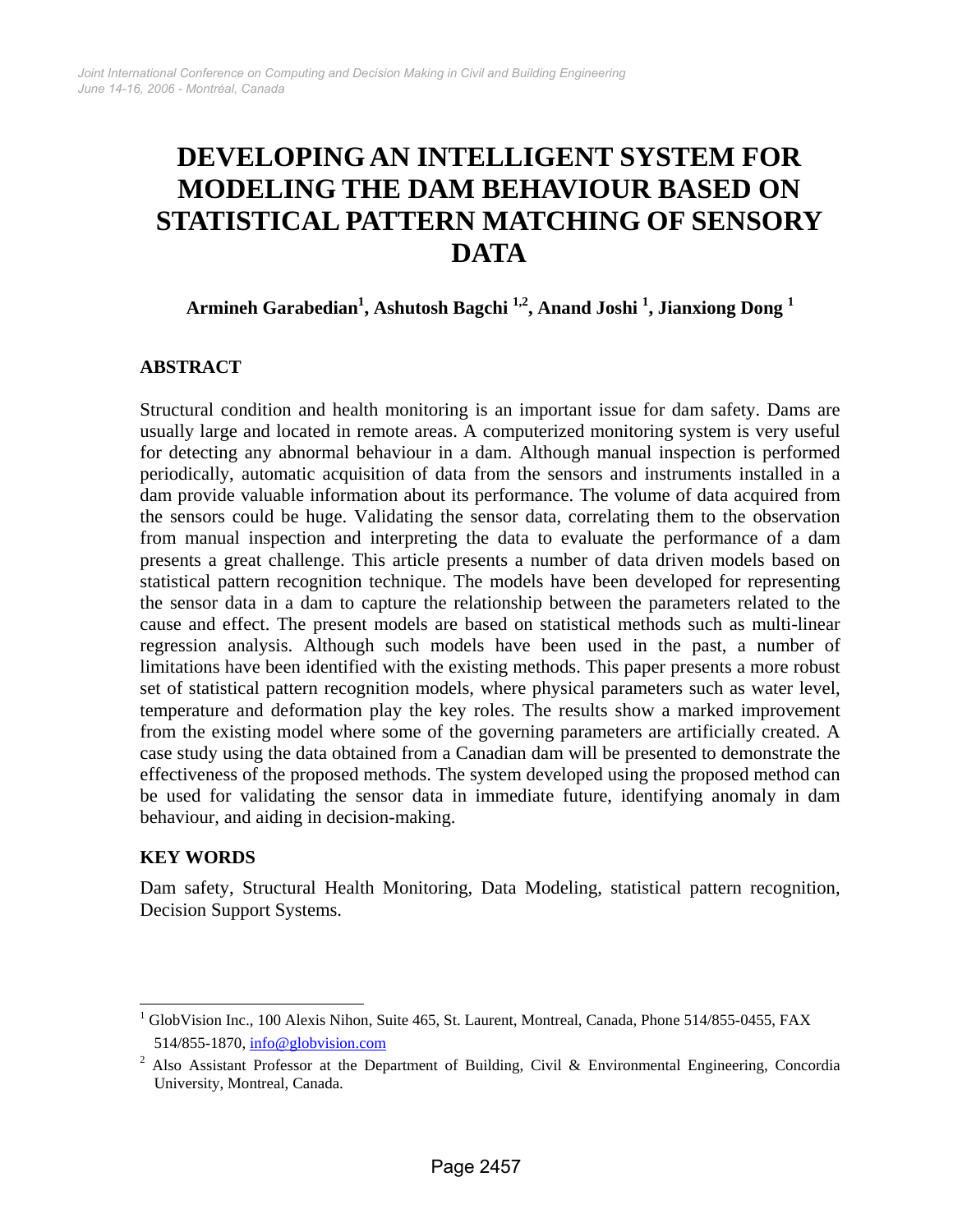# DEVELOPING AN INTELLIGENT SYSTEM FOR MODELING THE DAM BEHAVIOUR BASED ON STATISTICAL PATTERN MATCHING OF SENSORY DATA

**Armineh Garabedian[1], Ashutosh Bagchi [1,2], Anand Joshi [1], Jianxiong Dong [1]**

## ABSTRACT

Structural condition and health monitoring is an important issue for dam safety. Dams are usually large and located in remote areas. A computerized monitoring system is very useful for detecting any abnormal behaviour in a dam. Although manual inspection is performed periodically, automatic acquisition of data from the sensors and instruments installed in a dam provide valuable information about its performance. The volume of data acquired from the sensors could be huge. Validating the sensor data, correlating them to the observation from manual inspection and interpreting the data to evaluate the performance of a dam presents a great challenge. This article presents a number of data driven models based on statistical pattern recognition technique. The models have been developed for representing the sensor data in a dam to capture the relationship between the parameters related to the cause and effect. The present models are based on statistical methods such as multi-linear regression analysis. Although such models have been used in the past, a number of limitations have been identified with the existing methods. This paper presents a more robust set of statistical pattern recognition models, where physical parameters such as water level, temperature and deformation play the key roles. The results show a marked improvement from the existing model where some of the governing parameters are artificially created. A case study using the data obtained from a Canadian dam will be presented to demonstrate the effectiveness of the proposed methods. The system developed using the proposed method can be used for validating the sensor data in immediate future, identifying anomaly in dam behaviour, and aiding in decision-making.

## KEY WORDS

Dam safety, Structural Health Monitoring, Data Modeling, statistical pattern recognition, Decision Support Systems.

---

[1] GlobVision Inc., 100 Alexis Nihon, Suite 465, St. Laurent, Montreal, Canada, Phone 514/855-0455, FAX 514/855-1870, info@globvision.com

[2] Also Assistant Professor at the Department of Building, Civil & Environmental Engineering, Concordia University, Montreal, Canada.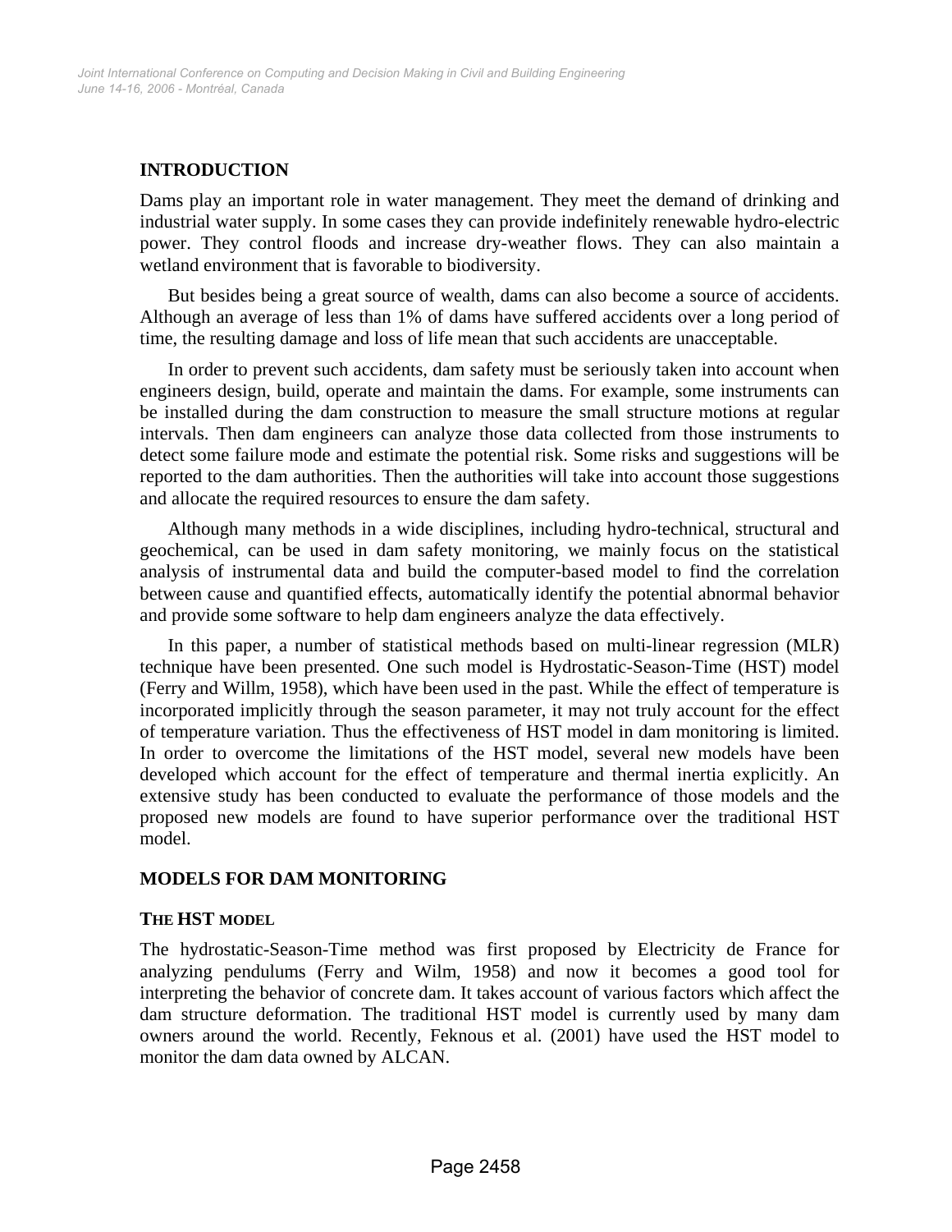## INTRODUCTION

Dams play an important role in water management. They meet the demand of drinking and industrial water supply. In some cases they can provide indefinitely renewable hydro-electric power. They control floods and increase dry-weather flows. They can also maintain a wetland environment that is favorable to biodiversity.

But besides being a great source of wealth, dams can also become a source of accidents. Although an average of less than 1% of dams have suffered accidents over a long period of time, the resulting damage and loss of life mean that such accidents are unacceptable.

In order to prevent such accidents, dam safety must be seriously taken into account when engineers design, build, operate and maintain the dams. For example, some instruments can be installed during the dam construction to measure the small structure motions at regular intervals. Then dam engineers can analyze those data collected from those instruments to detect some failure mode and estimate the potential risk. Some risks and suggestions will be reported to the dam authorities. Then the authorities will take into account those suggestions and allocate the required resources to ensure the dam safety.

Although many methods in a wide disciplines, including hydro-technical, structural and geochemical, can be used in dam safety monitoring, we mainly focus on the statistical analysis of instrumental data and build the computer-based model to find the correlation between cause and quantified effects, automatically identify the potential abnormal behavior and provide some software to help dam engineers analyze the data effectively.

In this paper, a number of statistical methods based on multi-linear regression (MLR) technique have been presented. One such model is Hydrostatic-Season-Time (HST) model (Ferry and Willm, 1958), which have been used in the past. While the effect of temperature is incorporated implicitly through the season parameter, it may not truly account for the effect of temperature variation. Thus the effectiveness of HST model in dam monitoring is limited. In order to overcome the limitations of the HST model, several new models have been developed which account for the effect of temperature and thermal inertia explicitly. An extensive study has been conducted to evaluate the performance of those models and the proposed new models are found to have superior performance over the traditional HST model.

## MODELS FOR DAM MONITORING

### THE HST MODEL

The hydrostatic-Season-Time method was first proposed by Electricity de France for analyzing pendulums (Ferry and Wilm, 1958) and now it becomes a good tool for interpreting the behavior of concrete dam. It takes account of various factors which affect the dam structure deformation. The traditional HST model is currently used by many dam owners around the world. Recently, Feknous et al. (2001) have used the HST model to monitor the dam data owned by ALCAN.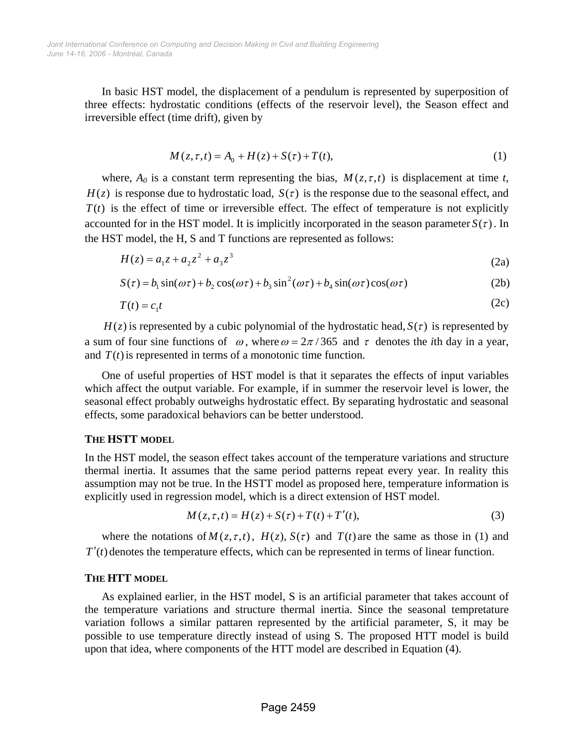In basic HST model, the displacement of a pendulum is represented by superposition of three effects: hydrostatic conditions (effects of the reservoir level), the Season effect and irreversible effect (time drift), given by

$$M(z,\tau,t) = A_0 + H(z) + S(\tau) + T(t), \tag{1}$$

where, $A_0$ is a constant term representing the bias, $M(z,\tau,t)$ is displacement at time $t$, $H(z)$ is response due to hydrostatic load, $S(\tau)$ is the response due to the seasonal effect, and $T(t)$ is the effect of time or irreversible effect. The effect of temperature is not explicitly accounted for in the HST model. It is implicitly incorporated in the season parameter $S(\tau)$. In the HST model, the H, S and T functions are represented as follows:

$$H(z) = a_1 z + a_2 z^2 + a_3 z^3 \tag{2a}$$

$$S(\tau) = b_1 \sin(\omega\tau) + b_2 \cos(\omega\tau) + b_3 \sin^2(\omega\tau) + b_4 \sin(\omega\tau)\cos(\omega\tau) \tag{2b}$$

$$T(t) = c_1 t \tag{2c}$$

$H(z)$ is represented by a cubic polynomial of the hydrostatic head, $S(\tau)$ is represented by a sum of four sine functions of $\omega$, where $\omega = 2\pi / 365$ and $\tau$ denotes the *i*th day in a year, and $T(t)$ is represented in terms of a monotonic time function.

One of useful properties of HST model is that it separates the effects of input variables which affect the output variable. For example, if in summer the reservoir level is lower, the seasonal effect probably outweighs hydrostatic effect. By separating hydrostatic and seasonal effects, some paradoxical behaviors can be better understood.

### THE HSTT MODEL

In the HST model, the season effect takes account of the temperature variations and structure thermal inertia. It assumes that the same period patterns repeat every year. In reality this assumption may not be true. In the HSTT model as proposed here, temperature information is explicitly used in regression model, which is a direct extension of HST model.

$$M(z,\tau,t) = H(z) + S(\tau) + T(t) + T'(t), \tag{3}$$

where the notations of $M(z,\tau,t)$, $H(z)$, $S(\tau)$ and $T(t)$ are the same as those in (1) and $T'(t)$ denotes the temperature effects, which can be represented in terms of linear function.

### THE HTT MODEL

As explained earlier, in the HST model, S is an artificial parameter that takes account of the temperature variations and structure thermal inertia. Since the seasonal tempretature variation follows a similar pattaren represented by the artificial parameter, S, it may be possible to use temperature directly instead of using S. The proposed HTT model is build upon that idea, where components of the HTT model are described in Equation (4).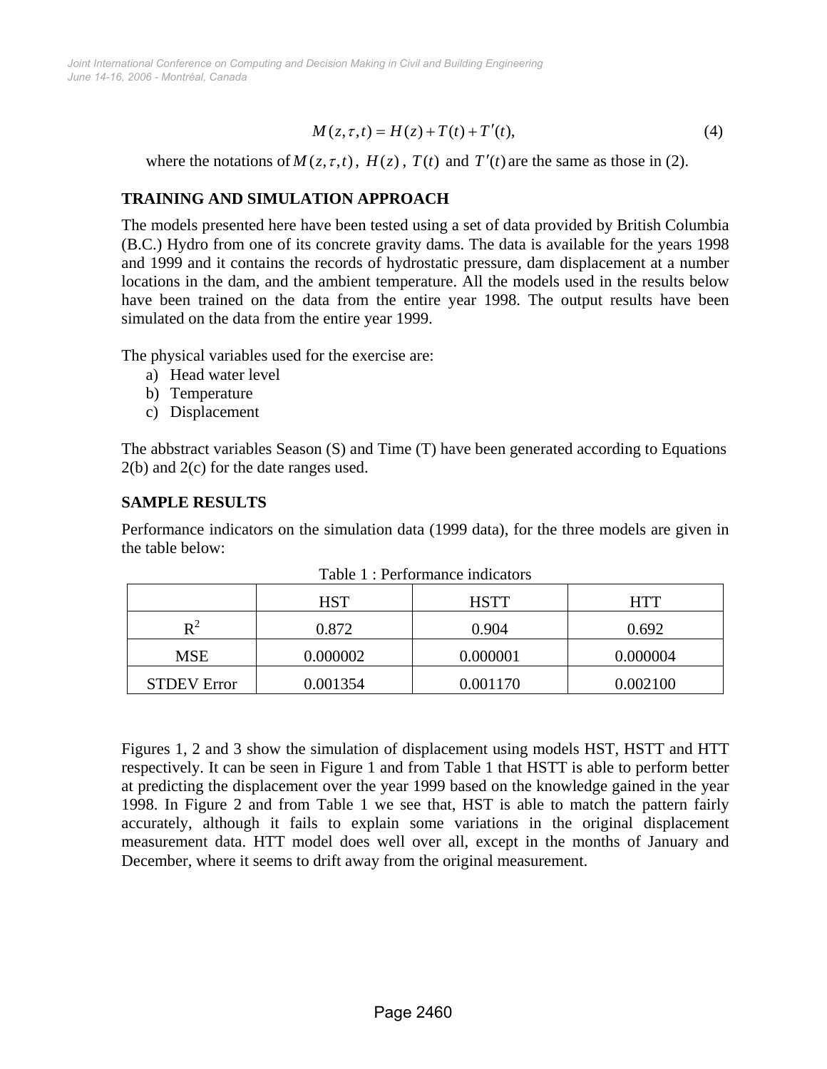$$M(z,\tau,t) = H(z) + T(t) + T'(t), \tag{4}$$

where the notations of $M(z,\tau,t)$, $H(z)$, $T(t)$ and $T'(t)$ are the same as those in (2).

## TRAINING AND SIMULATION APPROACH

The models presented here have been tested using a set of data provided by British Columbia (B.C.) Hydro from one of its concrete gravity dams. The data is available for the years 1998 and 1999 and it contains the records of hydrostatic pressure, dam displacement at a number locations in the dam, and the ambient temperature. All the models used in the results below have been trained on the data from the entire year 1998. The output results have been simulated on the data from the entire year 1999.

The physical variables used for the exercise are:

a) Head water level
b) Temperature
c) Displacement

The abbstract variables Season (S) and Time (T) have been generated according to Equations 2(b) and 2(c) for the date ranges used.

## SAMPLE RESULTS

Performance indicators on the simulation data (1999 data), for the three models are given in the table below:

Table 1 : Performance indicators

| | HST | HSTT | HTT |
|---|---|---|---|
| $R^2$ | 0.872 | 0.904 | 0.692 |
| MSE | 0.000002 | 0.000001 | 0.000004 |
| STDEV Error | 0.001354 | 0.001170 | 0.002100 |

Figures 1, 2 and 3 show the simulation of displacement using models HST, HSTT and HTT respectively. It can be seen in Figure 1 and from Table 1 that HSTT is able to perform better at predicting the displacement over the year 1999 based on the knowledge gained in the year 1998. In Figure 2 and from Table 1 we see that, HST is able to match the pattern fairly accurately, although it fails to explain some variations in the original displacement measurement data. HTT model does well over all, except in the months of January and December, where it seems to drift away from the original measurement.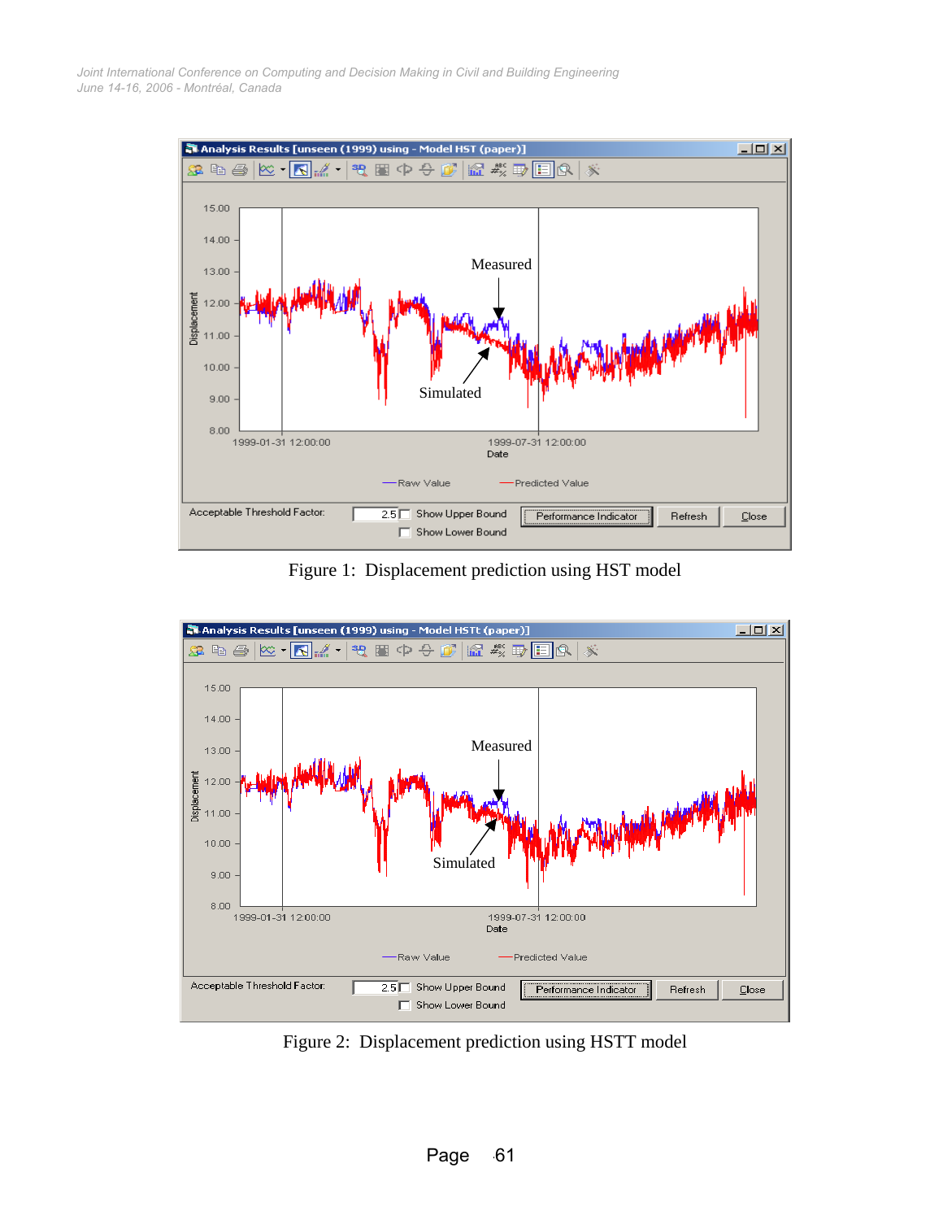Figure 1: Displacement prediction using HST model

Figure 2: Displacement prediction using HSTT model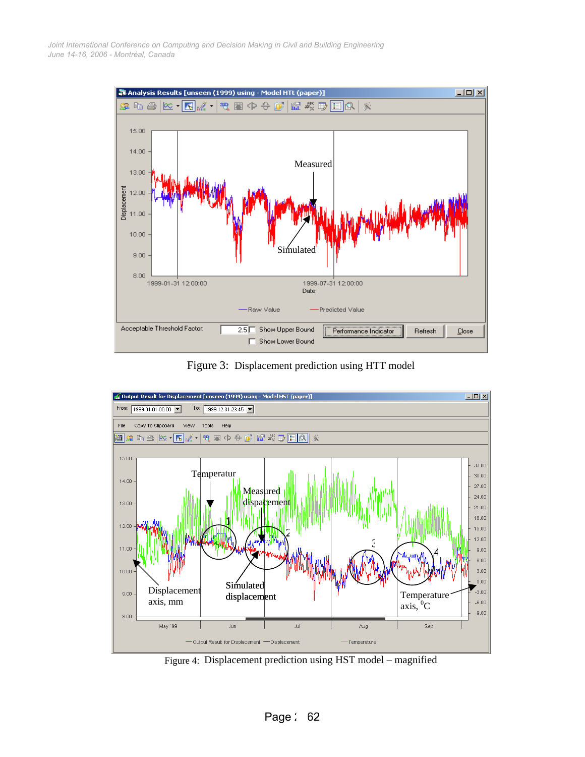Figure 3: Displacement prediction using HTT model

Figure 4: Displacement prediction using HST model – magnified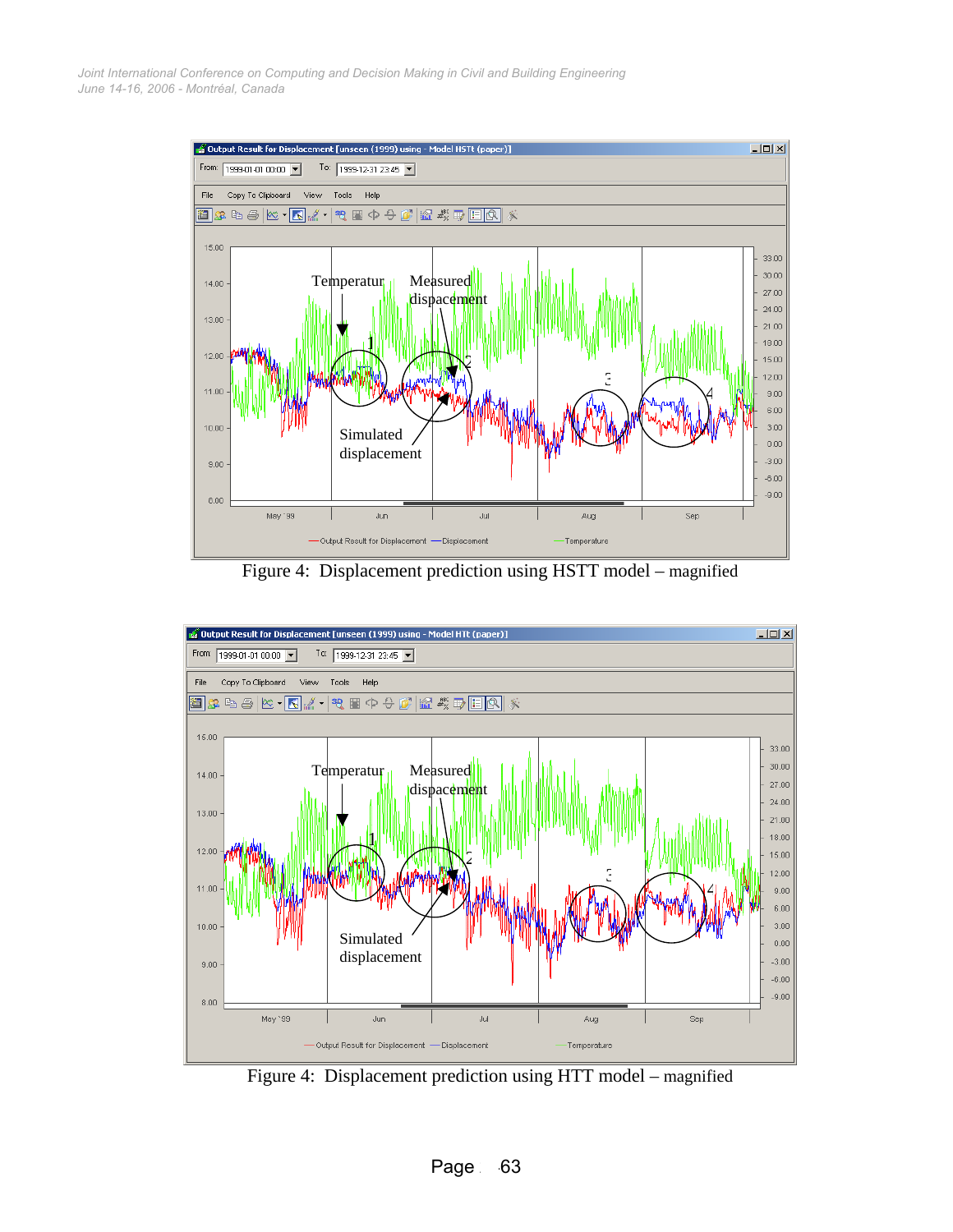Figure 4: Displacement prediction using HSTT model – magnified

Figure 4: Displacement prediction using HTT model – magnified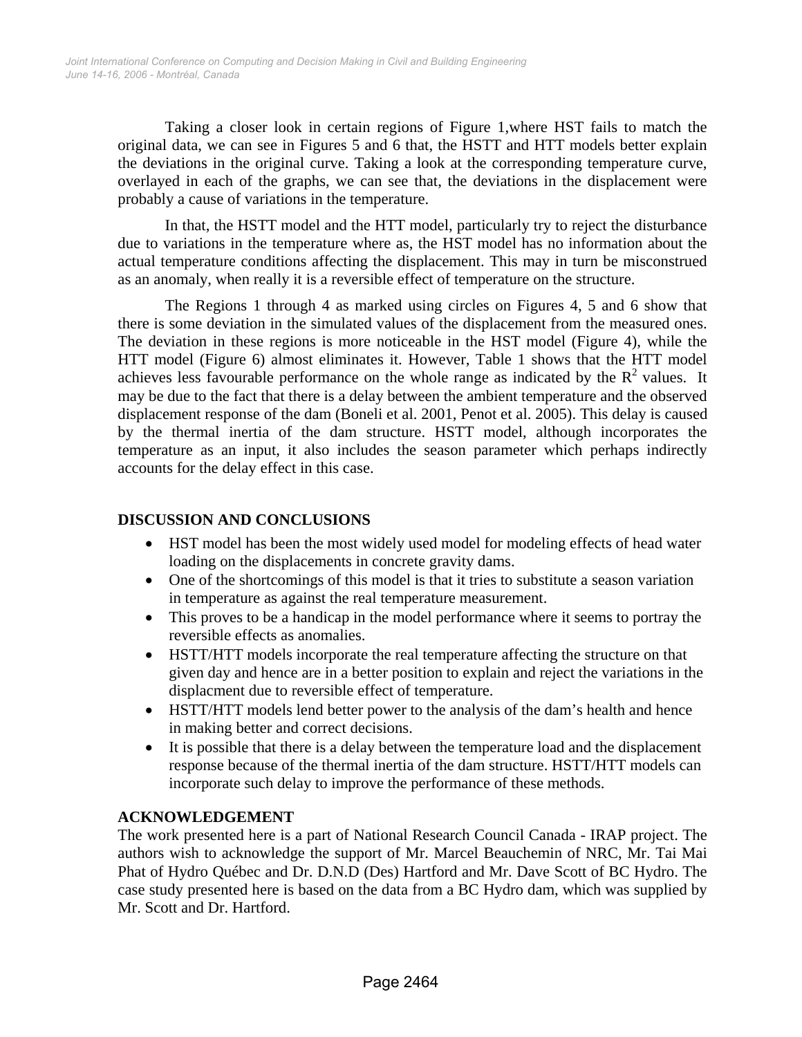Taking a closer look in certain regions of Figure 1,where HST fails to match the original data, we can see in Figures 5 and 6 that, the HSTT and HTT models better explain the deviations in the original curve. Taking a look at the corresponding temperature curve, overlayed in each of the graphs, we can see that, the deviations in the displacement were probably a cause of variations in the temperature.

In that, the HSTT model and the HTT model, particularly try to reject the disturbance due to variations in the temperature where as, the HST model has no information about the actual temperature conditions affecting the displacement. This may in turn be misconstrued as an anomaly, when really it is a reversible effect of temperature on the structure.

The Regions 1 through 4 as marked using circles on Figures 4, 5 and 6 show that there is some deviation in the simulated values of the displacement from the measured ones. The deviation in these regions is more noticeable in the HST model (Figure 4), while the HTT model (Figure 6) almost eliminates it. However, Table 1 shows that the HTT model achieves less favourable performance on the whole range as indicated by the $R^2$ values. It may be due to the fact that there is a delay between the ambient temperature and the observed displacement response of the dam (Boneli et al. 2001, Penot et al. 2005). This delay is caused by the thermal inertia of the dam structure. HSTT model, although incorporates the temperature as an input, it also includes the season parameter which perhaps indirectly accounts for the delay effect in this case.

## DISCUSSION AND CONCLUSIONS

- HST model has been the most widely used model for modeling effects of head water loading on the displacements in concrete gravity dams.
- One of the shortcomings of this model is that it tries to substitute a season variation in temperature as against the real temperature measurement.
- This proves to be a handicap in the model performance where it seems to portray the reversible effects as anomalies.
- HSTT/HTT models incorporate the real temperature affecting the structure on that given day and hence are in a better position to explain and reject the variations in the displacment due to reversible effect of temperature.
- HSTT/HTT models lend better power to the analysis of the dam's health and hence in making better and correct decisions.
- It is possible that there is a delay between the temperature load and the displacement response because of the thermal inertia of the dam structure. HSTT/HTT models can incorporate such delay to improve the performance of these methods.

## ACKNOWLEDGEMENT

The work presented here is a part of National Research Council Canada - IRAP project. The authors wish to acknowledge the support of Mr. Marcel Beauchemin of NRC, Mr. Tai Mai Phat of Hydro Québec and Dr. D.N.D (Des) Hartford and Mr. Dave Scott of BC Hydro. The case study presented here is based on the data from a BC Hydro dam, which was supplied by Mr. Scott and Dr. Hartford.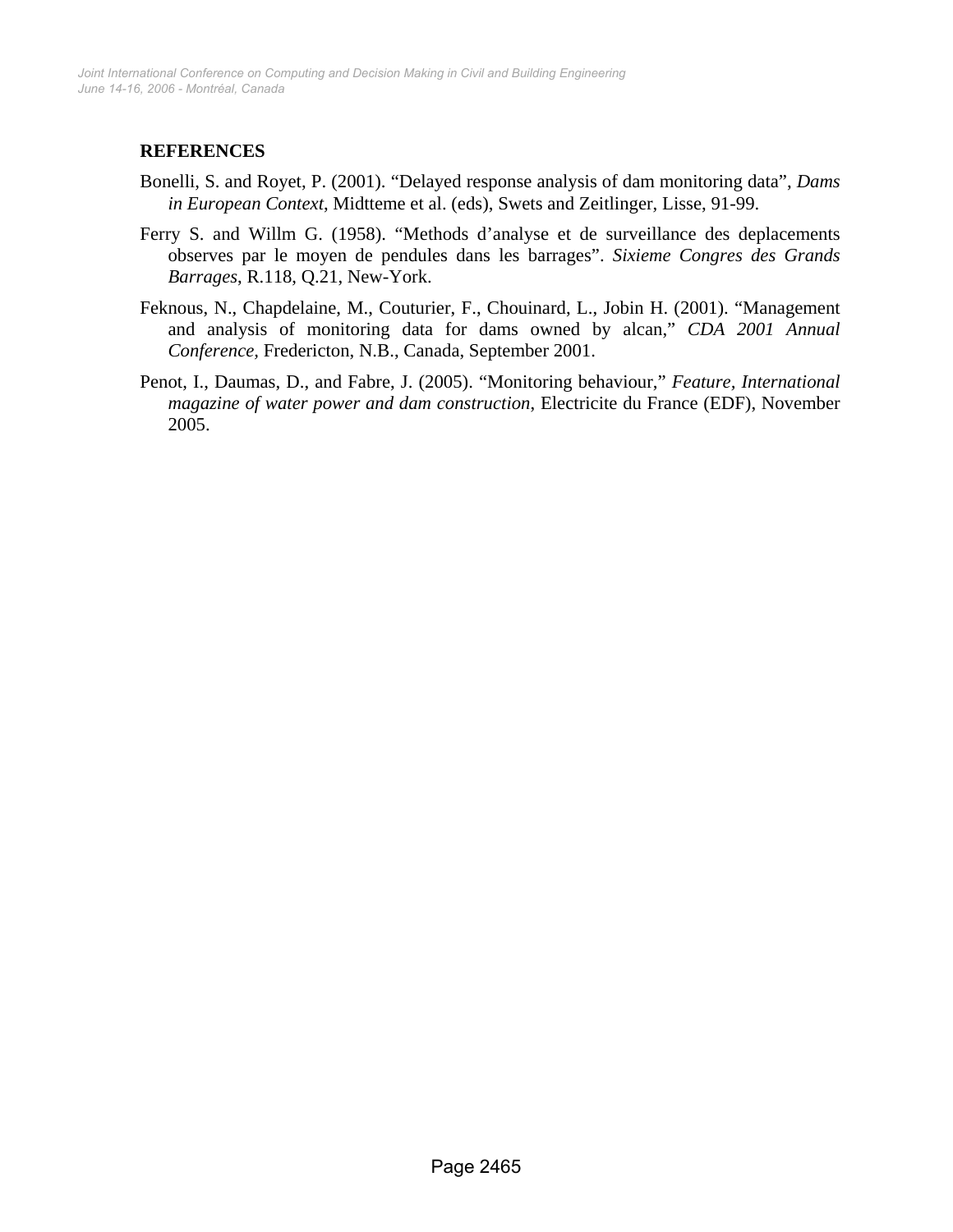## REFERENCES

Bonelli, S. and Royet, P. (2001). “Delayed response analysis of dam monitoring data”, *Dams in European Context*, Midtteme et al. (eds), Swets and Zeitlinger, Lisse, 91-99.

Ferry S. and Willm G. (1958). “Methods d’analyse et de surveillance des deplacements observes par le moyen de pendules dans les barrages”. *Sixieme Congres des Grands Barrages*, R.118, Q.21, New-York.

Feknous, N., Chapdelaine, M., Couturier, F., Chouinard, L., Jobin H. (2001). “Management and analysis of monitoring data for dams owned by alcan,” *CDA 2001 Annual Conference*, Fredericton, N.B., Canada, September 2001.

Penot, I., Daumas, D., and Fabre, J. (2005). “Monitoring behaviour,” *Feature, International magazine of water power and dam construction*, Electricite du France (EDF), November 2005.